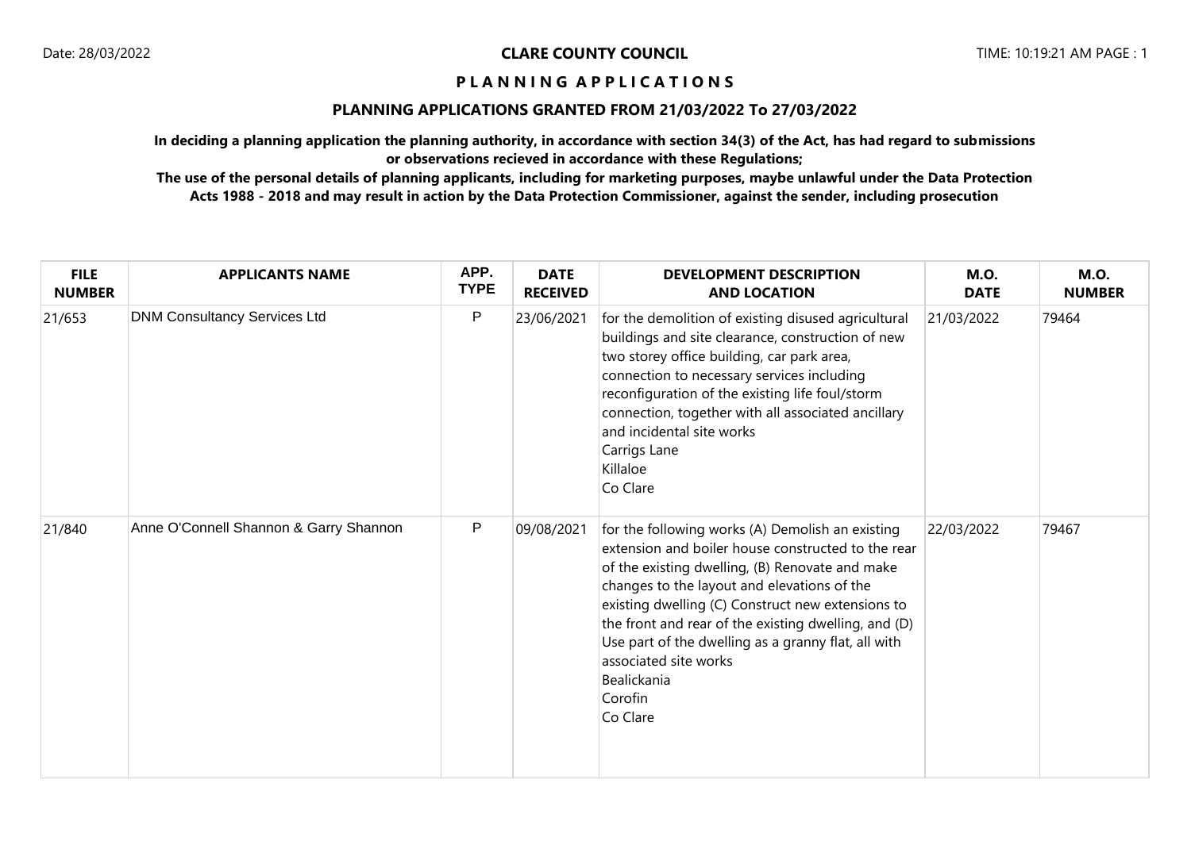# CLARE COUNTY COUNCIL

## PLANNING APPLICATIONS

## PLANNING APPLICATIONS GRANTED FROM 21/03/2022 To 27/03/2022

**In deciding a planning application the planning authority, in accordance with section 34(3) of the Act, has had regard to submissions or observations recieved in accordance with these Regulations;**

**The use of the personal details of planning applicants, including for marketing purposes, maybe unlawful under the Data Protection Acts 1988 - 2018 and may result in action by the Data Protection Commissioner, against the sender, including prosecution**

| FILE NUMBER | APPLICANTS NAME | APP. TYPE | DATE RECEIVED | DEVELOPMENT DESCRIPTION AND LOCATION | M.O. DATE | M.O. NUMBER |
|---|---|---|---|---|---|---|
| 21/653 | DNM Consultancy Services Ltd | P | 23/06/2021 | for the demolition of existing disused agricultural buildings and site clearance, construction of new two storey office building, car park area, connection to necessary services including reconfiguration of the existing life foul/storm connection, together with all associated ancillary and incidental site works<br>Carrigs Lane<br>Killaloe<br>Co Clare | 21/03/2022 | 79464 |
| 21/840 | Anne O'Connell Shannon & Garry Shannon | P | 09/08/2021 | for the following works (A) Demolish an existing extension and boiler house constructed to the rear of the existing dwelling, (B) Renovate and make changes to the layout and elevations of the existing dwelling (C) Construct new extensions to the front and rear of the existing dwelling, and (D) Use part of the dwelling as a granny flat, all with associated site works<br>Bealickania<br>Corofin<br>Co Clare | 22/03/2022 | 79467 |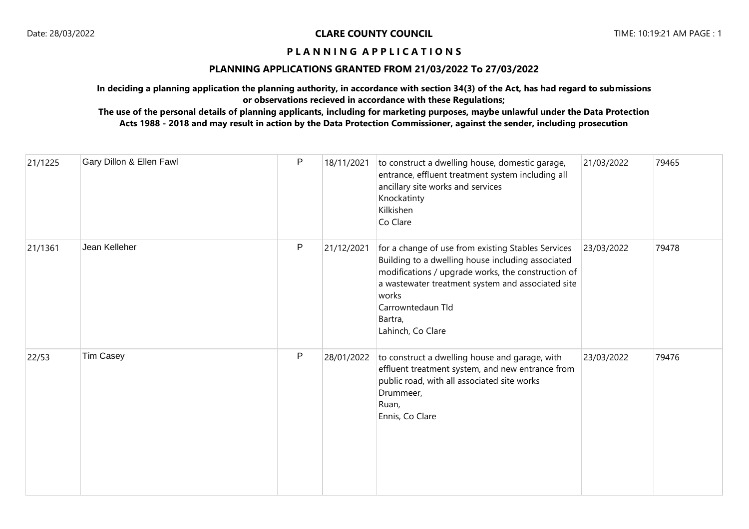**CLARE COUNTY COUNCIL**

**P L A N N I N G  A P P L I C A T I O N S**

**PLANNING APPLICATIONS GRANTED FROM 21/03/2022 To 27/03/2022**

**In deciding a planning application the planning authority, in accordance with section 34(3) of the Act, has had regard to submissions or observations recieved in accordance with these Regulations;**

**The use of the personal details of planning applicants, including for marketing purposes, maybe unlawful under the Data Protection Acts 1988 - 2018 and may result in action by the Data Protection Commissioner, against the sender, including prosecution**

| | | | | | | |
|---|---|---|---|---|---|---|
| 21/1225 | Gary Dillon & Ellen Fawl | P | 18/11/2021 | to construct a dwelling house, domestic garage, entrance, effluent treatment system including all ancillary site works and services<br>Knockatinty<br>Kilkishen<br>Co Clare | 21/03/2022 | 79465 |
| 21/1361 | Jean Kelleher | P | 21/12/2021 | for a change of use from existing Stables Services Building to a dwelling house including associated modifications / upgrade works, the construction of a wastewater treatment system and associated site works<br>Carrowntedaun Tld<br>Bartra,<br>Lahinch, Co Clare | 23/03/2022 | 79478 |
| 22/53 | Tim Casey | P | 28/01/2022 | to construct a dwelling house and garage, with effluent treatment system, and new entrance from public road, with all associated site works<br>Drummeer,<br>Ruan,<br>Ennis, Co Clare | 23/03/2022 | 79476 |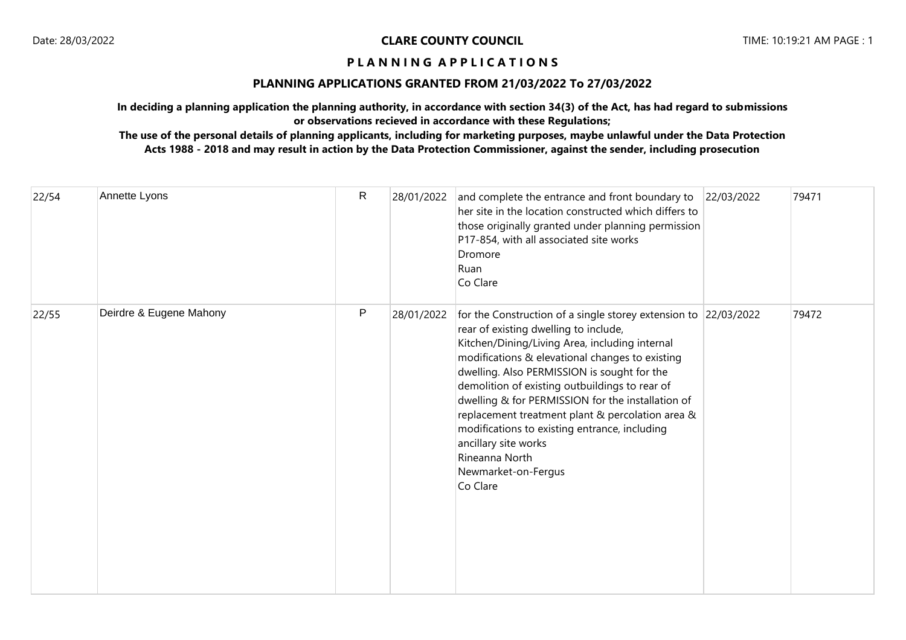**CLARE COUNTY COUNCIL**

**P L A N N I N G A P P L I C A T I O N S**

**PLANNING APPLICATIONS GRANTED FROM 21/03/2022 To 27/03/2022**

**In deciding a planning application the planning authority, in accordance with section 34(3) of the Act, has had regard to submissions or observations recieved in accordance with these Regulations;**

**The use of the personal details of planning applicants, including for marketing purposes, maybe unlawful under the Data Protection Acts 1988 - 2018 and may result in action by the Data Protection Commissioner, against the sender, including prosecution**

| | | | | | | |
|---|---|---|---|---|---|---|
| 22/54 | Annette Lyons | R | 28/01/2022 | and complete the entrance and front boundary to her site in the location constructed which differs to those originally granted under planning permission P17-854, with all associated site works<br>Dromore<br>Ruan<br>Co Clare | 22/03/2022 | 79471 |
| 22/55 | Deirdre & Eugene Mahony | P | 28/01/2022 | for the Construction of a single storey extension to rear of existing dwelling to include, Kitchen/Dining/Living Area, including internal modifications & elevational changes to existing dwelling. Also PERMISSION is sought for the demolition of existing outbuildings to rear of dwelling & for PERMISSION for the installation of replacement treatment plant & percolation area & modifications to existing entrance, including ancillary site works<br>Rineanna North<br>Newmarket-on-Fergus<br>Co Clare | 22/03/2022 | 79472 |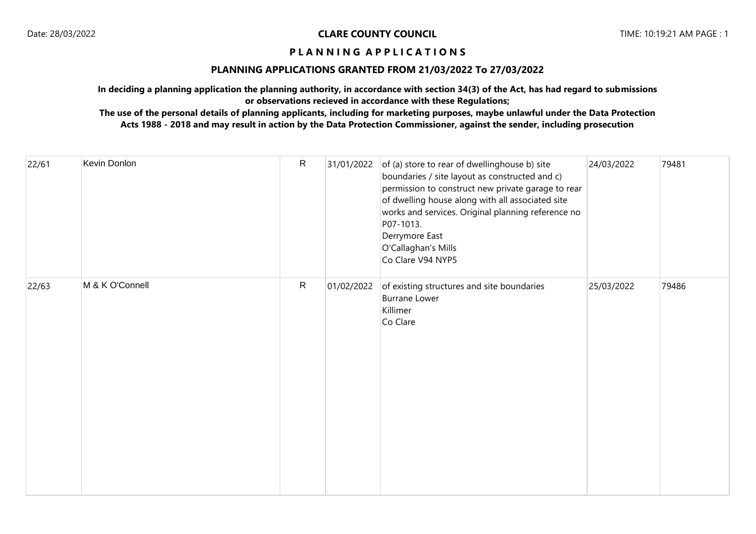**CLARE COUNTY COUNCIL**

**P L A N N I N G   A P P L I C A T I O N S**

**PLANNING APPLICATIONS GRANTED FROM 21/03/2022 To 27/03/2022**

**In deciding a planning application the planning authority, in accordance with section 34(3) of the Act, has had regard to submissions or observations recieved in accordance with these Regulations;**

**The use of the personal details of planning applicants, including for marketing purposes, maybe unlawful under the Data Protection Acts 1988 - 2018 and may result in action by the Data Protection Commissioner, against the sender, including prosecution**

| | | | | | | |
|---|---|---|---|---|---|---|
| 22/61 | Kevin Donlon | R | 31/01/2022 | of (a) store to rear of dwellinghouse b) site boundaries / site layout as constructed and c) permission to construct new private garage to rear of dwelling house along with all associated site works and services. Original planning reference no P07-1013.<br>Derrymore East<br>O'Callaghan's Mills<br>Co Clare V94 NYP5 | 24/03/2022 | 79481 |
| 22/63 | M & K O'Connell | R | 01/02/2022 | of existing structures and site boundaries<br>Burrane Lower<br>Killimer<br>Co Clare | 25/03/2022 | 79486 |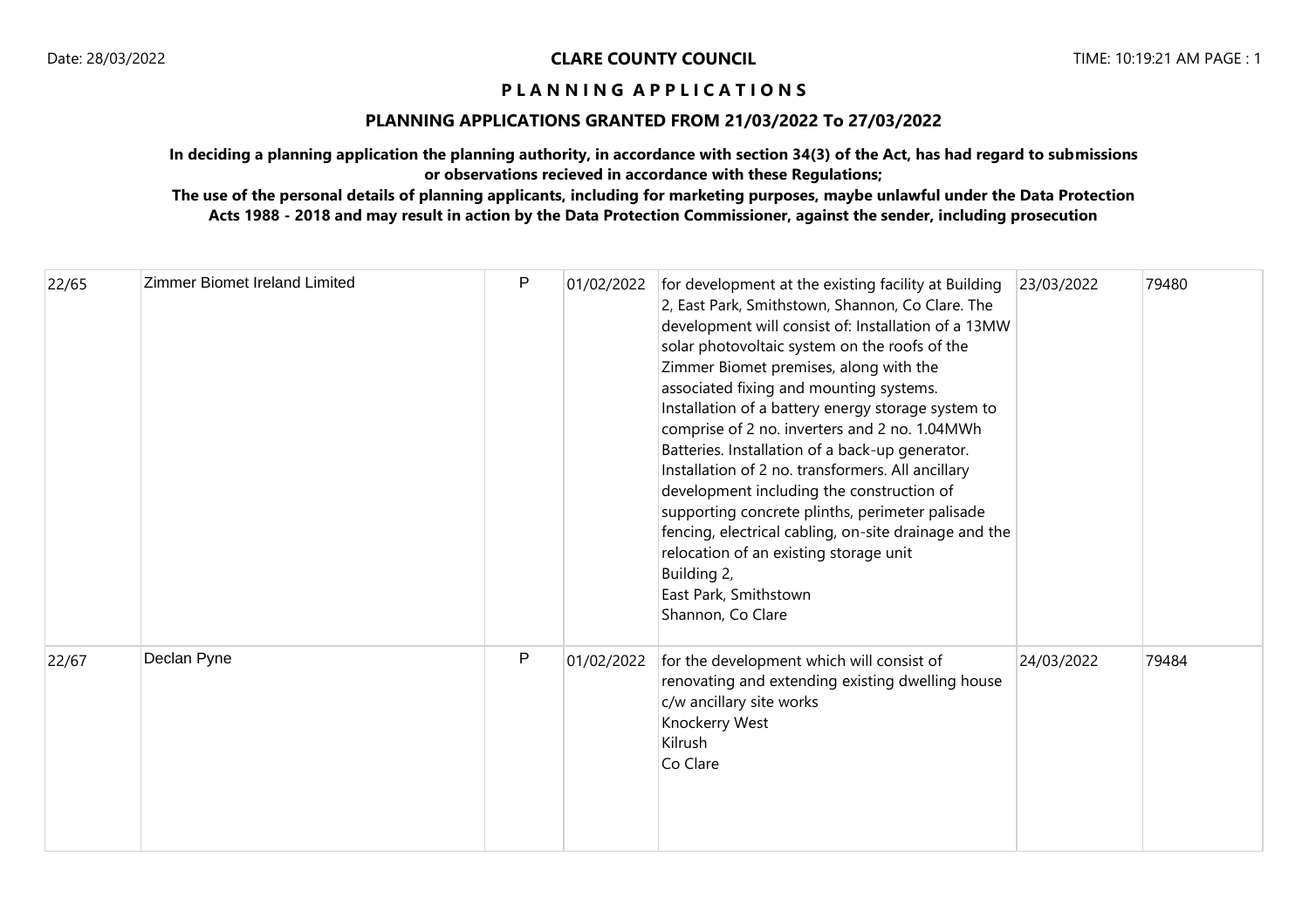# CLARE COUNTY COUNCIL

## P L A N N I N G   A P P L I C A T I O N S

### PLANNING APPLICATIONS GRANTED FROM 21/03/2022 To 27/03/2022

**In deciding a planning application the planning authority, in accordance with section 34(3) of the Act, has had regard to submissions or observations recieved in accordance with these Regulations;**

**The use of the personal details of planning applicants, including for marketing purposes, maybe unlawful under the Data Protection Acts 1988 - 2018 and may result in action by the Data Protection Commissioner, against the sender, including prosecution**

| | | | | | | |
|---|---|---|---|---|---|---|
| 22/65 | Zimmer Biomet Ireland Limited | P | 01/02/2022 | for development at the existing facility at Building 2, East Park, Smithstown, Shannon, Co Clare. The development will consist of: Installation of a 13MW solar photovoltaic system on the roofs of the Zimmer Biomet premises, along with the associated fixing and mounting systems. Installation of a battery energy storage system to comprise of 2 no. inverters and 2 no. 1.04MWh Batteries. Installation of a back-up generator. Installation of 2 no. transformers. All ancillary development including the construction of supporting concrete plinths, perimeter palisade fencing, electrical cabling, on-site drainage and the relocation of an existing storage unit<br>Building 2,<br>East Park, Smithstown<br>Shannon, Co Clare | 23/03/2022 | 79480 |
| 22/67 | Declan Pyne | P | 01/02/2022 | for the development which will consist of renovating and extending existing dwelling house c/w ancillary site works<br>Knockerry West<br>Kilrush<br>Co Clare | 24/03/2022 | 79484 |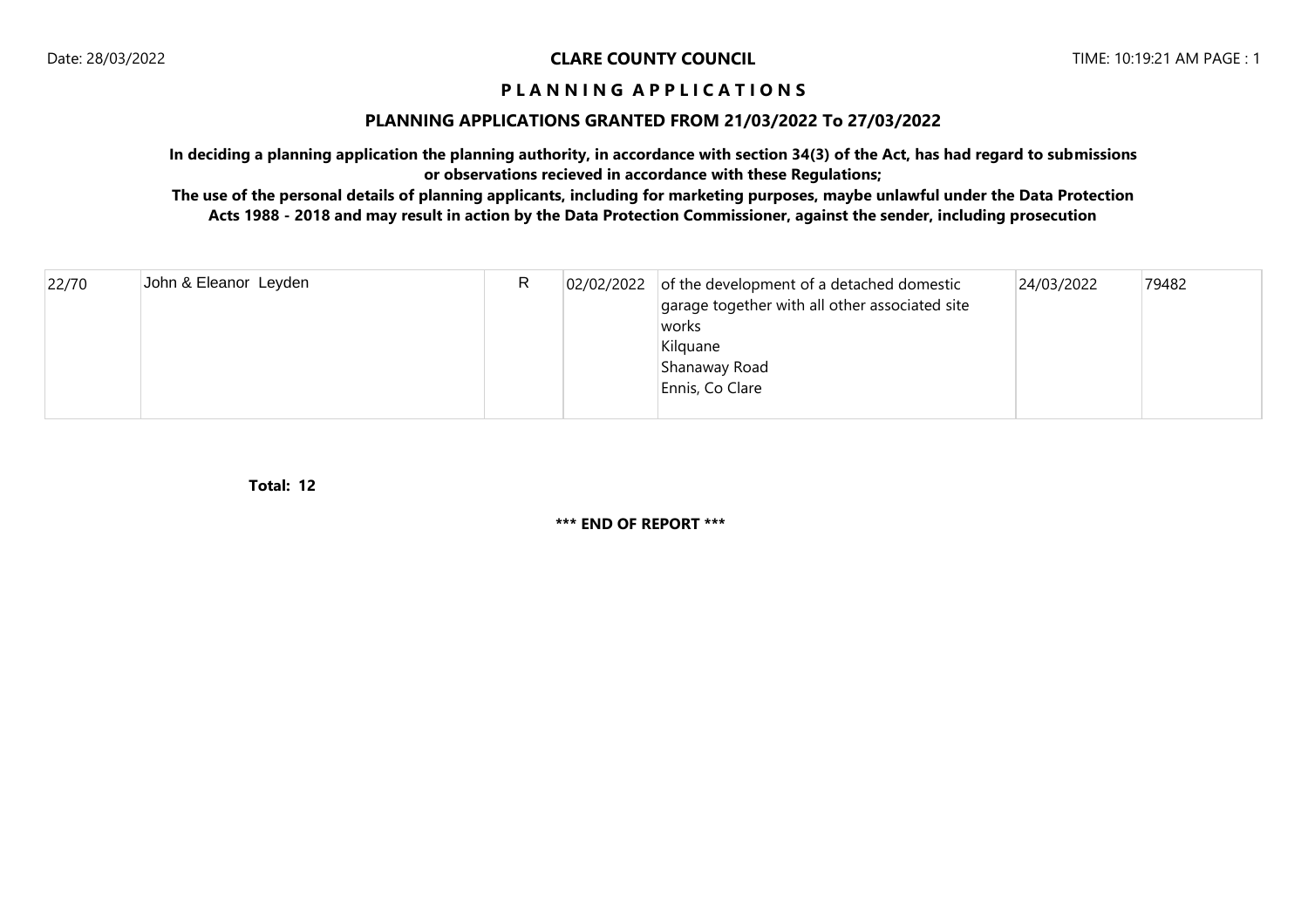**CLARE COUNTY COUNTIL**

**P L A N N I N G A P P L I C A T I O N S**

**PLANNING APPLICATIONS GRANTED FROM 21/03/2022 To 27/03/2022**

**In deciding a planning application the planning authority, in accordance with section 34(3) of the Act, has had regard to submissions or observations recieved in accordance with these Regulations;**

**The use of the personal details of planning applicants, including for marketing purposes, maybe unlawful under the Data Protection Acts 1988 - 2018 and may result in action by the Data Protection Commissioner, against the sender, including prosecution**

| | | | | | | |
|---|---|---|---|---|---|---|
| 22/70 | John & Eleanor Leyden | R | 02/02/2022 | of the development of a detached domestic garage together with all other associated site works<br>Kilquane<br>Shanaway Road<br>Ennis, Co Clare | 24/03/2022 | 79482 |

**Total: 12**

**\*\*\* END OF REPORT \*\*\***